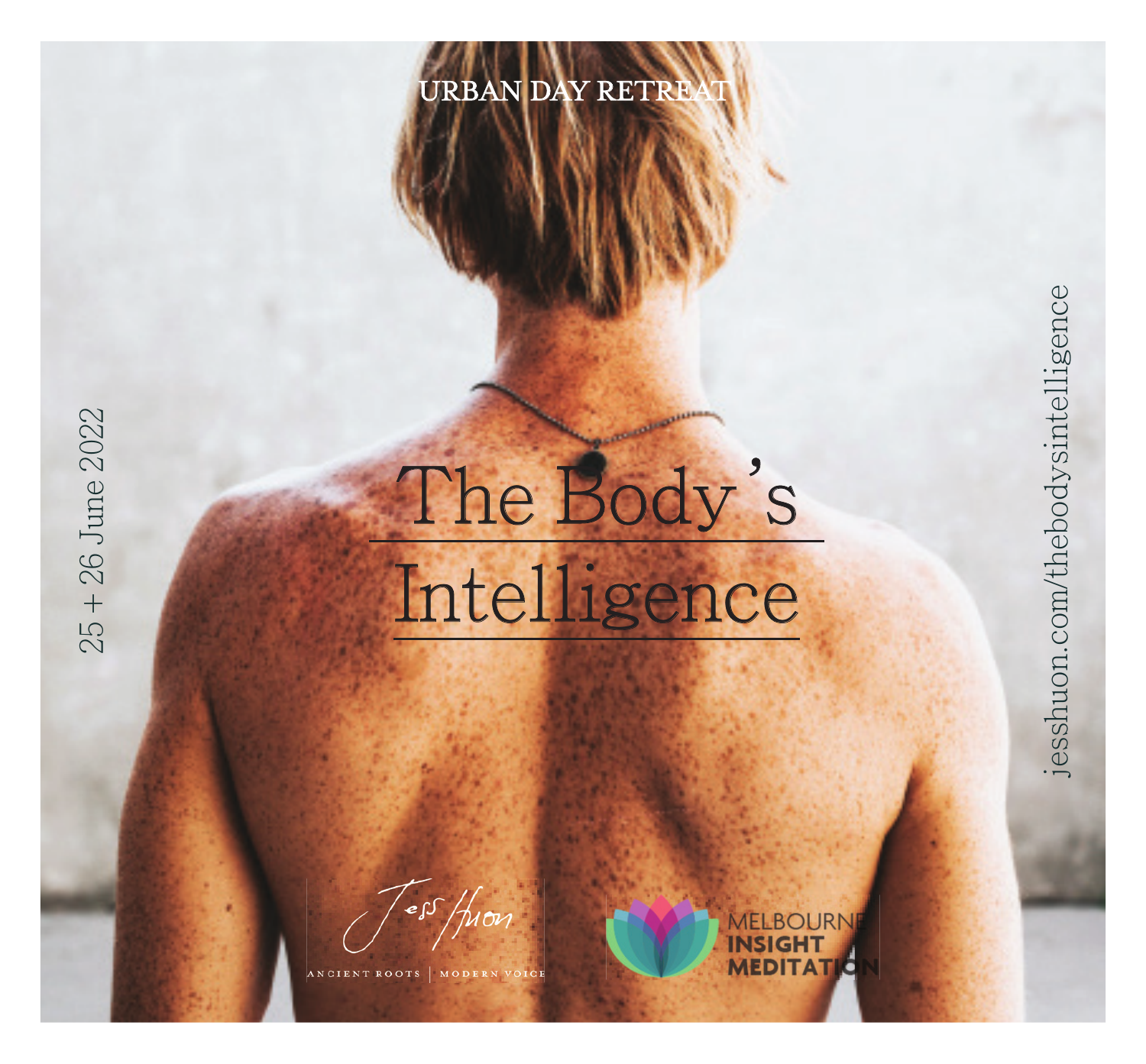URBAN DAY RETREAT

# The Body's Intelligence

25 + 26 June 2022

jesshuon.com/thebodysintelligence

Jess Huon

ANCIENT ROOTS | MODERN VOICE

MELBOURNE INSIGHT MEDITATION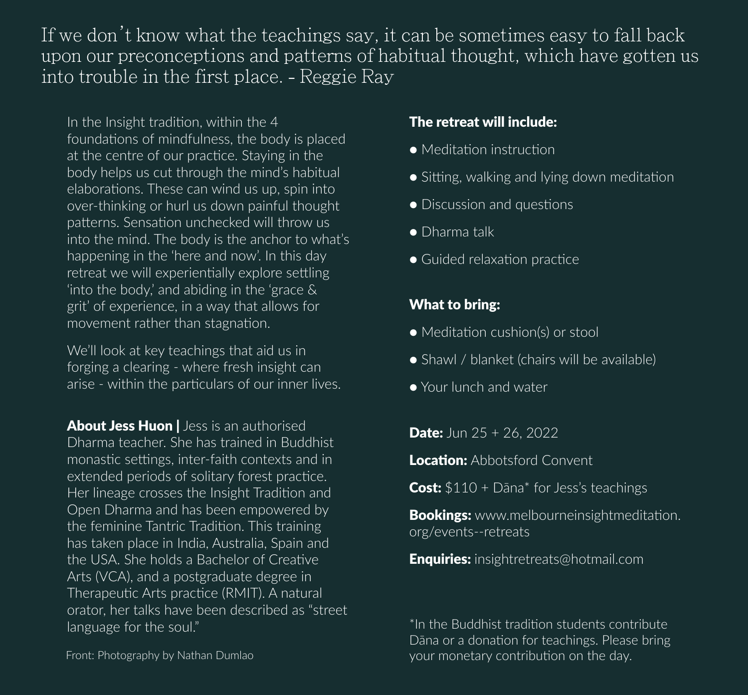If we don't know what the teachings say, it can be sometimes easy to fall back upon our preconceptions and patterns of habitual thought, which have gotten us into trouble in the first place. - Reggie Ray

In the Insight tradition, within the 4 foundations of mindfulness, the body is placed at the centre of our practice. Staying in the body helps us cut through the mind's habitual elaborations. These can wind us up, spin into over-thinking or hurl us down painful thought patterns. Sensation unchecked will throw us into the mind. The body is the anchor to what's happening in the 'here and now'. In this day retreat we will experientially explore settling 'into the body,' and abiding in the 'grace & grit' of experience, in a way that allows for movement rather than stagnation.

We'll look at key teachings that aid us in forging a clearing - where fresh insight can arise - within the particulars of our inner lives.

**About Jess Huon |** Jess is an authorised Dharma teacher. She has trained in Buddhist monastic settings, inter-faith contexts and in extended periods of solitary forest practice. Her lineage crosses the Insight Tradition and Open Dharma and has been empowered by the feminine Tantric Tradition. This training has taken place in India, Australia, Spain and the USA. She holds a Bachelor of Creative Arts (VCA), and a postgraduate degree in Therapeutic Arts practice (RMIT). A natural orator, her talks have been described as "street language for the soul."

Front: Photography by Nathan Dumlao

**The retreat will include:**

- Meditation instruction
- Sitting, walking and lying down meditation
- Discussion and questions
- Dharma talk
- Guided relaxation practice

**What to bring:**

- Meditation cushion(s) or stool
- Shawl / blanket (chairs will be available)
- Your lunch and water

**Date:** Jun 25 + 26, 2022

**Location:** Abbotsford Convent

**Cost:** $110 + Dāna* for Jess's teachings

**Bookings:** www.melbourneinsightmeditation.org/events--retreats

**Enquiries:** insightretreats@hotmail.com

*In the Buddhist tradition students contribute Dāna or a donation for teachings. Please bring your monetary contribution on the day.